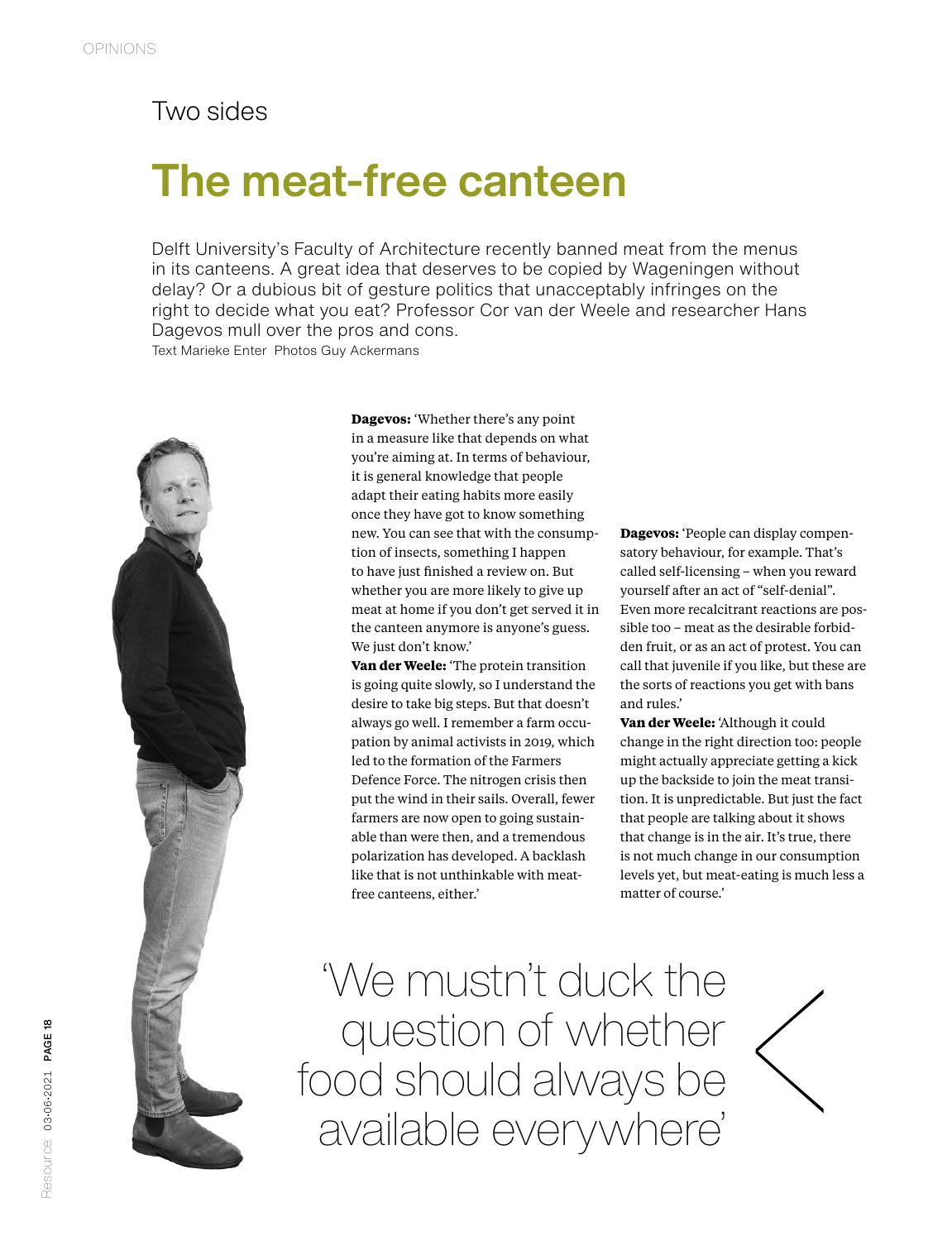OPINIONS

## Two sides

# The meat-free canteen

Delft University's Faculty of Architecture recently banned meat from the menus in its canteens. A great idea that deserves to be copied by Wageningen without delay? Or a dubious bit of gesture politics that unacceptably infringes on the right to decide what you eat? Professor Cor van der Weele and researcher Hans Dagevos mull over the pros and cons.

Text Marieke Enter Photos Guy Ackermans

**Dagevos:** 'Whether there's any point in a measure like that depends on what you're aiming at. In terms of behaviour, it is general knowledge that people adapt their eating habits more easily once they have got to know something new. You can see that with the consumption of insects, something I happen to have just finished a review on. But whether you are more likely to give up meat at home if you don't get served it in the canteen anymore is anyone's guess. We just don't know.'

**Van der Weele:** 'The protein transition is going quite slowly, so I understand the desire to take big steps. But that doesn't always go well. I remember a farm occupation by animal activists in 2019, which led to the formation of the Farmers Defence Force. The nitrogen crisis then put the wind in their sails. Overall, fewer farmers are now open to going sustainable than were then, and a tremendous polarization has developed. A backlash like that is not unthinkable with meat-free canteens, either.'

**Dagevos:** 'People can display compensatory behaviour, for example. That's called self-licensing – when you reward yourself after an act of "self-denial". Even more recalcitrant reactions are possible too – meat as the desirable forbidden fruit, or as an act of protest. You can call that juvenile if you like, but these are the sorts of reactions you get with bans and rules.'

**Van der Weele:** 'Although it could change in the right direction too: people might actually appreciate getting a kick up the backside to join the meat transition. It is unpredictable. But just the fact that people are talking about it shows that change is in the air. It's true, there is not much change in our consumption levels yet, but meat-eating is much less a matter of course.'

> 'We mustn't duck the question of whether food should always be available everywhere'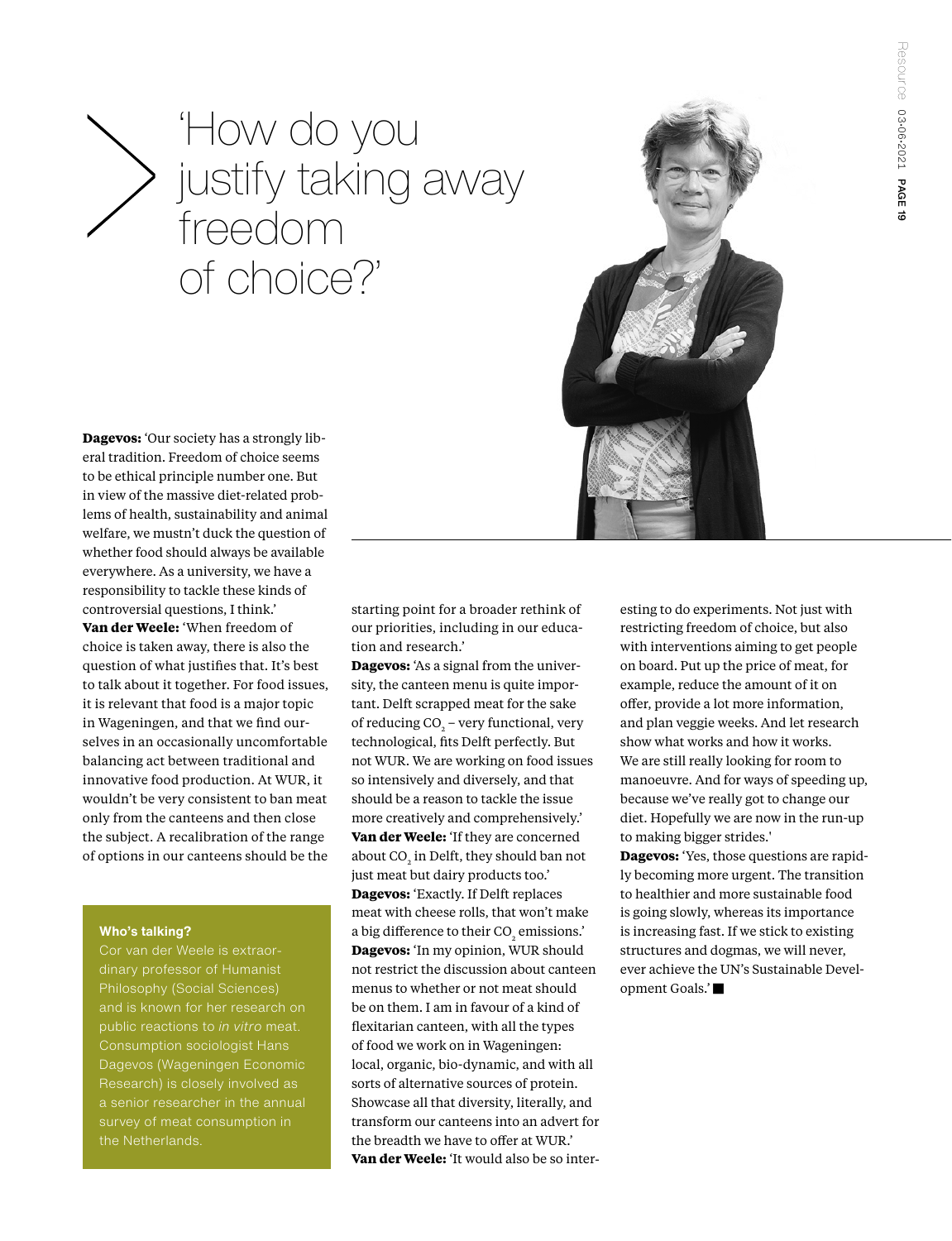# 'How do you justify taking away freedom of choice?'

**Dagevos:** 'Our society has a strongly liberal tradition. Freedom of choice seems to be ethical principle number one. But in view of the massive diet-related problems of health, sustainability and animal welfare, we mustn't duck the question of whether food should always be available everywhere. As a university, we have a responsibility to tackle these kinds of controversial questions, I think.'

**Van der Weele:** 'When freedom of choice is taken away, there is also the question of what justifies that. It's best to talk about it together. For food issues, it is relevant that food is a major topic in Wageningen, and that we find ourselves in an occasionally uncomfortable balancing act between traditional and innovative food production. At WUR, it wouldn't be very consistent to ban meat only from the canteens and then close the subject. A recalibration of the range of options in our canteens should be the starting point for a broader rethink of our priorities, including in our education and research.'

**Dagevos:** 'As a signal from the university, the canteen menu is quite important. Delft scrapped meat for the sake of reducing $CO_2$ – very functional, very technological, fits Delft perfectly. But not WUR. We are working on food issues so intensively and diversely, and that should be a reason to tackle the issue more creatively and comprehensively.'

**Van der Weele:** 'If they are concerned about $CO_2$ in Delft, they should ban not just meat but dairy products too.'

**Dagevos:** 'Exactly. If Delft replaces meat with cheese rolls, that won't make a big difference to their $CO_2$ emissions.'

**Dagevos:** 'In my opinion, WUR should not restrict the discussion about canteen menus to whether or not meat should be on them. I am in favour of a kind of flexitarian canteen, with all the types of food we work on in Wageningen: local, organic, bio-dynamic, and with all sorts of alternative sources of protein. Showcase all that diversity, literally, and transform our canteens into an advert for the breadth we have to offer at WUR.'

**Van der Weele:** 'It would also be so interesting to do experiments. Not just with restricting freedom of choice, but also with interventions aiming to get people on board. Put up the price of meat, for example, reduce the amount of it on offer, provide a lot more information, and plan veggie weeks. And let research show what works and how it works. We are still really looking for room to manoeuvre. And for ways of speeding up, because we've really got to change our diet. Hopefully we are now in the run-up to making bigger strides.'

**Dagevos:** 'Yes, those questions are rapidly becoming more urgent. The transition to healthier and more sustainable food is going slowly, whereas its importance is increasing fast. If we stick to existing structures and dogmas, we will never, ever achieve the UN's Sustainable Development Goals.' ■

**Who's talking?**

Cor van der Weele is extraordinary professor of Humanist Philosophy (Social Sciences) and is known for her research on public reactions to *in vitro* meat. Consumption sociologist Hans Dagevos (Wageningen Economic Research) is closely involved as a senior researcher in the annual survey of meat consumption in the Netherlands.